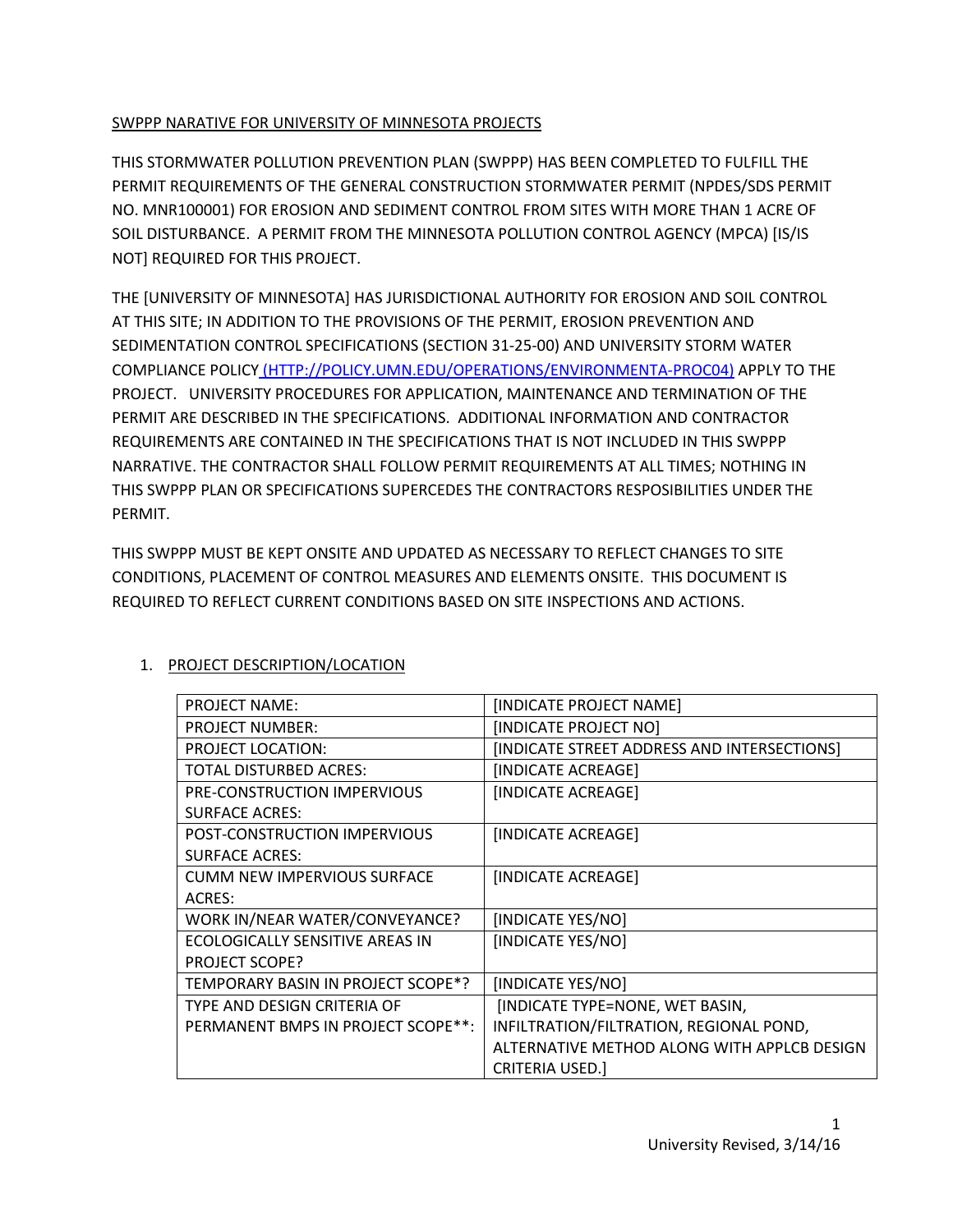SWPPP NARATIVE FOR UNIVERSITY OF MINNESOTA PROJECTS

THIS STORMWATER POLLUTION PREVENTION PLAN (SWPPP) HAS BEEN COMPLETED TO FULFILL THE PERMIT REQUIREMENTS OF THE GENERAL CONSTRUCTION STORMWATER PERMIT (NPDES/SDS PERMIT NO. MNR100001) FOR EROSION AND SEDIMENT CONTROL FROM SITES WITH MORE THAN 1 ACRE OF SOIL DISTURBANCE. A PERMIT FROM THE MINNESOTA POLLUTION CONTROL AGENCY (MPCA) [IS/IS NOT] REQUIRED FOR THIS PROJECT.

THE [UNIVERSITY OF MINNESOTA] HAS JURISDICTIONAL AUTHORITY FOR EROSION AND SOIL CONTROL AT THIS SITE; IN ADDITION TO THE PROVISIONS OF THE PERMIT, EROSION PREVENTION AND SEDIMENTATION CONTROL SPECIFICATIONS (SECTION 31-25-00) AND UNIVERSITY STORM WATER COMPLIANCE POLICY (HTTP://POLICY.UMN.EDU/OPERATIONS/ENVIRONMENTA-PROC04) APPLY TO THE PROJECT. UNIVERSITY PROCEDURES FOR APPLICATION, MAINTENANCE AND TERMINATION OF THE PERMIT ARE DESCRIBED IN THE SPECIFICATIONS. ADDITIONAL INFORMATION AND CONTRACTOR REQUIREMENTS ARE CONTAINED IN THE SPECIFICATIONS THAT IS NOT INCLUDED IN THIS SWPPP NARRATIVE. THE CONTRACTOR SHALL FOLLOW PERMIT REQUIREMENTS AT ALL TIMES; NOTHING IN THIS SWPPP PLAN OR SPECIFICATIONS SUPERCEDES THE CONTRACTORS RESPOSIBILITIES UNDER THE PERMIT.

THIS SWPPP MUST BE KEPT ONSITE AND UPDATED AS NECESSARY TO REFLECT CHANGES TO SITE CONDITIONS, PLACEMENT OF CONTROL MEASURES AND ELEMENTS ONSITE. THIS DOCUMENT IS REQUIRED TO REFLECT CURRENT CONDITIONS BASED ON SITE INSPECTIONS AND ACTIONS.

1. PROJECT DESCRIPTION/LOCATION

| | |
|---|---|
| PROJECT NAME: | [INDICATE PROJECT NAME] |
| PROJECT NUMBER: | [INDICATE PROJECT NO] |
| PROJECT LOCATION: | [INDICATE STREET ADDRESS AND INTERSECTIONS] |
| TOTAL DISTURBED ACRES: | [INDICATE ACREAGE] |
| PRE-CONSTRUCTION IMPERVIOUS SURFACE ACRES: | [INDICATE ACREAGE] |
| POST-CONSTRUCTION IMPERVIOUS SURFACE ACRES: | [INDICATE ACREAGE] |
| CUMM NEW IMPERVIOUS SURFACE ACRES: | [INDICATE ACREAGE] |
| WORK IN/NEAR WATER/CONVEYANCE? | [INDICATE YES/NO] |
| ECOLOGICALLY SENSITIVE AREAS IN PROJECT SCOPE? | [INDICATE YES/NO] |
| TEMPORARY BASIN IN PROJECT SCOPE*? | [INDICATE YES/NO] |
| TYPE AND DESIGN CRITERIA OF PERMANENT BMPS IN PROJECT SCOPE**: | [INDICATE TYPE=NONE, WET BASIN, INFILTRATION/FILTRATION, REGIONAL POND, ALTERNATIVE METHOD ALONG WITH APPLCB DESIGN CRITERIA USED.] |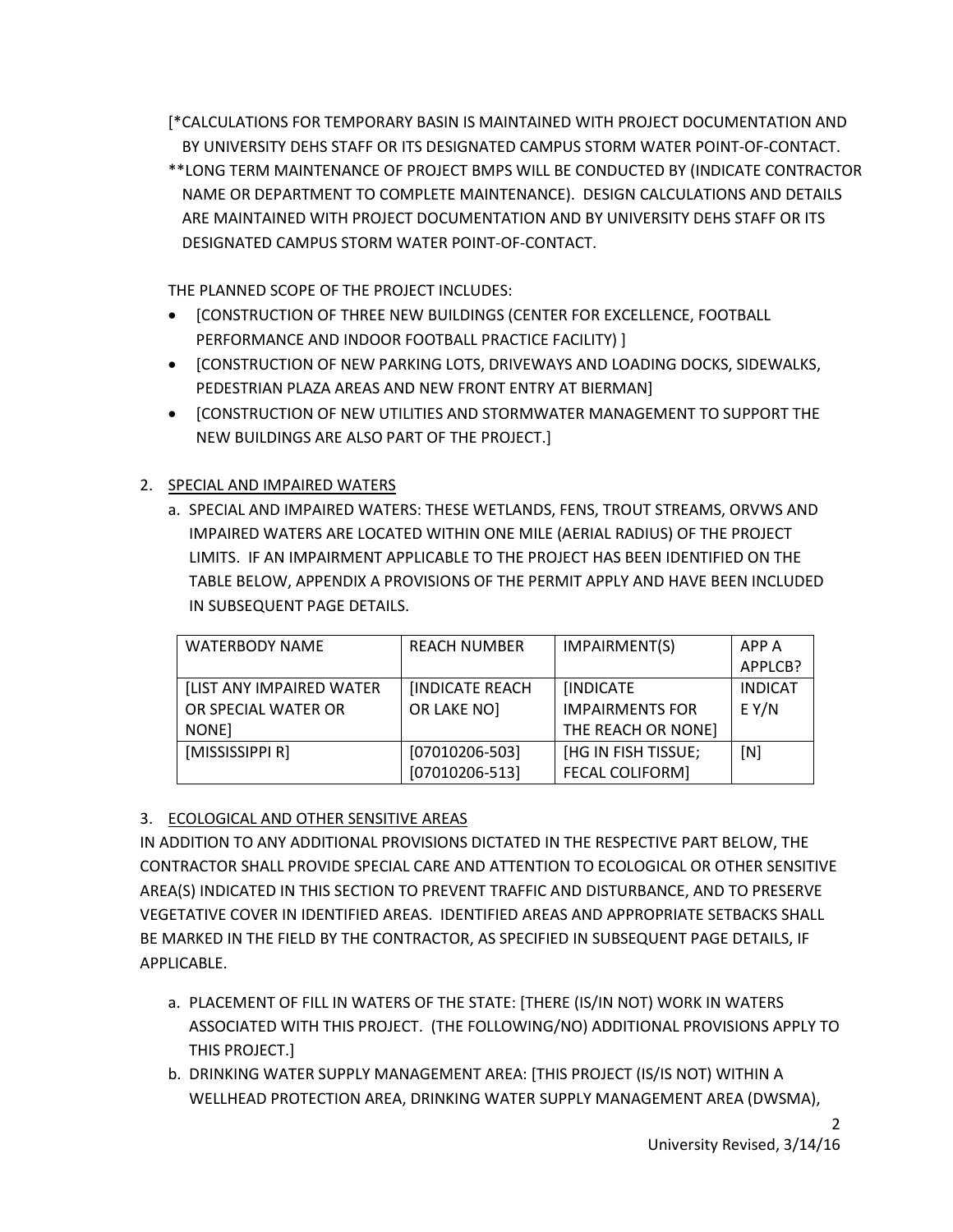[*CALCULATIONS FOR TEMPORARY BASIN IS MAINTAINED WITH PROJECT DOCUMENTATION AND BY UNIVERSITY DEHS STAFF OR ITS DESIGNATED CAMPUS STORM WATER POINT-OF-CONTACT.

**LONG TERM MAINTENANCE OF PROJECT BMPS WILL BE CONDUCTED BY (INDICATE CONTRACTOR NAME OR DEPARTMENT TO COMPLETE MAINTENANCE). DESIGN CALCULATIONS AND DETAILS ARE MAINTAINED WITH PROJECT DOCUMENTATION AND BY UNIVERSITY DEHS STAFF OR ITS DESIGNATED CAMPUS STORM WATER POINT-OF-CONTACT.

THE PLANNED SCOPE OF THE PROJECT INCLUDES:

- [CONSTRUCTION OF THREE NEW BUILDINGS (CENTER FOR EXCELLENCE, FOOTBALL PERFORMANCE AND INDOOR FOOTBALL PRACTICE FACILITY) ]
- [CONSTRUCTION OF NEW PARKING LOTS, DRIVEWAYS AND LOADING DOCKS, SIDEWALKS, PEDESTRIAN PLAZA AREAS AND NEW FRONT ENTRY AT BIERMAN]
- [CONSTRUCTION OF NEW UTILITIES AND STORMWATER MANAGEMENT TO SUPPORT THE NEW BUILDINGS ARE ALSO PART OF THE PROJECT.]

2. SPECIAL AND IMPAIRED WATERS

   a. SPECIAL AND IMPAIRED WATERS: THESE WETLANDS, FENS, TROUT STREAMS, ORVWS AND IMPAIRED WATERS ARE LOCATED WITHIN ONE MILE (AERIAL RADIUS) OF THE PROJECT LIMITS. IF AN IMPAIRMENT APPLICABLE TO THE PROJECT HAS BEEN IDENTIFIED ON THE TABLE BELOW, APPENDIX A PROVISIONS OF THE PERMIT APPLY AND HAVE BEEN INCLUDED IN SUBSEQUENT PAGE DETAILS.

| WATERBODY NAME | REACH NUMBER | IMPAIRMENT(S) | APP A APPLCB? |
|---|---|---|---|
| [LIST ANY IMPAIRED WATER OR SPECIAL WATER OR NONE] | [INDICATE REACH OR LAKE NO] | [INDICATE IMPAIRMENTS FOR THE REACH OR NONE] | INDICATE Y/N |
| [MISSISSIPPI R] | [07010206-503] [07010206-513] | [HG IN FISH TISSUE; FECAL COLIFORM] | [N] |

3. ECOLOGICAL AND OTHER SENSITIVE AREAS

IN ADDITION TO ANY ADDITIONAL PROVISIONS DICTATED IN THE RESPECTIVE PART BELOW, THE CONTRACTOR SHALL PROVIDE SPECIAL CARE AND ATTENTION TO ECOLOGICAL OR OTHER SENSITIVE AREA(S) INDICATED IN THIS SECTION TO PREVENT TRAFFIC AND DISTURBANCE, AND TO PRESERVE VEGETATIVE COVER IN IDENTIFIED AREAS. IDENTIFIED AREAS AND APPROPRIATE SETBACKS SHALL BE MARKED IN THE FIELD BY THE CONTRACTOR, AS SPECIFIED IN SUBSEQUENT PAGE DETAILS, IF APPLICABLE.

   a. PLACEMENT OF FILL IN WATERS OF THE STATE: [THERE (IS/IN NOT) WORK IN WATERS ASSOCIATED WITH THIS PROJECT. (THE FOLLOWING/NO) ADDITIONAL PROVISIONS APPLY TO THIS PROJECT.]
   b. DRINKING WATER SUPPLY MANAGEMENT AREA: [THIS PROJECT (IS/IS NOT) WITHIN A WELLHEAD PROTECTION AREA, DRINKING WATER SUPPLY MANAGEMENT AREA (DWSMA),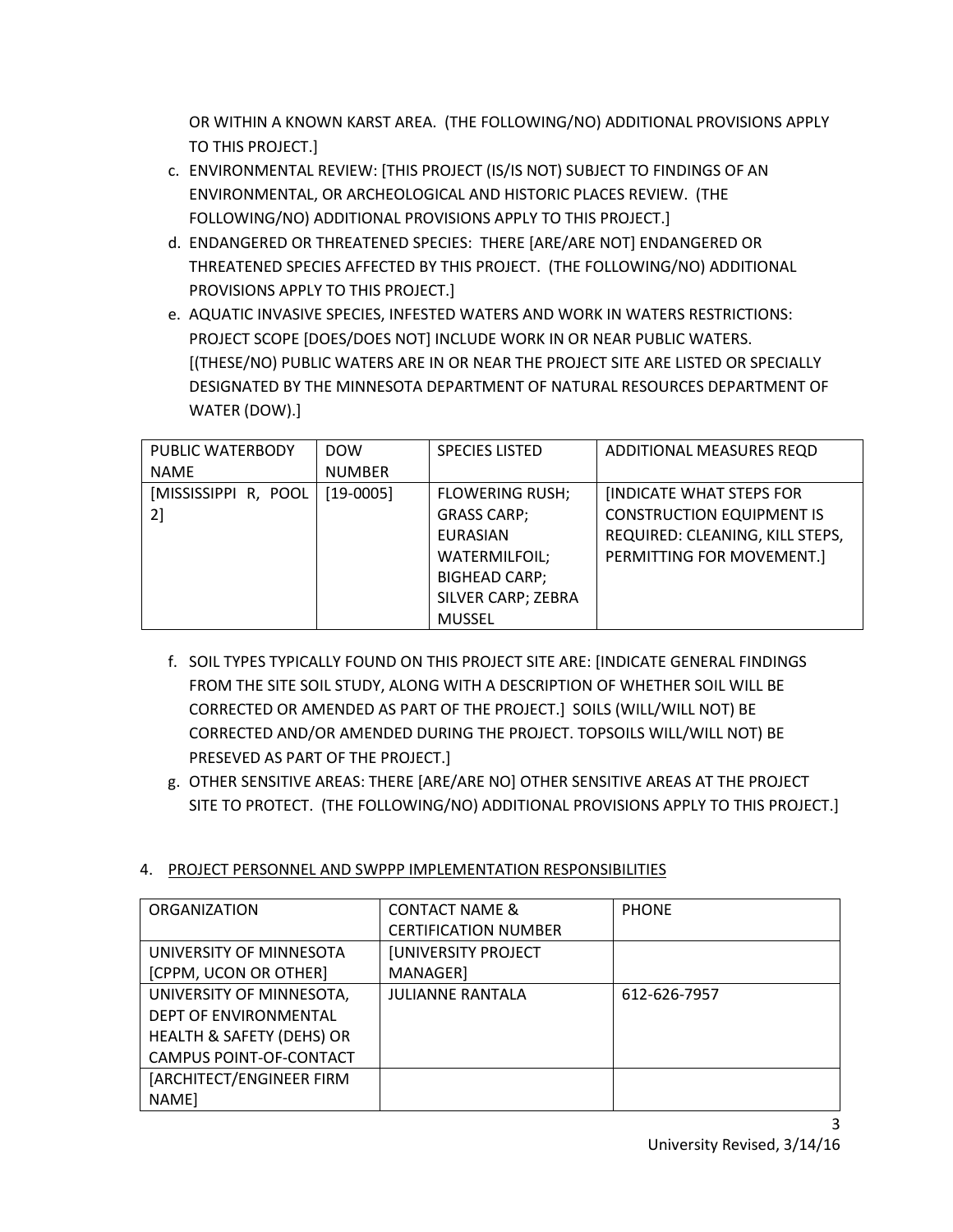OR WITHIN A KNOWN KARST AREA. (THE FOLLOWING/NO) ADDITIONAL PROVISIONS APPLY TO THIS PROJECT.]

c. ENVIRONMENTAL REVIEW: [THIS PROJECT (IS/IS NOT) SUBJECT TO FINDINGS OF AN ENVIRONMENTAL, OR ARCHEOLOGICAL AND HISTORIC PLACES REVIEW. (THE FOLLOWING/NO) ADDITIONAL PROVISIONS APPLY TO THIS PROJECT.]

d. ENDANGERED OR THREATENED SPECIES: THERE [ARE/ARE NOT] ENDANGERED OR THREATENED SPECIES AFFECTED BY THIS PROJECT. (THE FOLLOWING/NO) ADDITIONAL PROVISIONS APPLY TO THIS PROJECT.]

e. AQUATIC INVASIVE SPECIES, INFESTED WATERS AND WORK IN WATERS RESTRICTIONS: PROJECT SCOPE [DOES/DOES NOT] INCLUDE WORK IN OR NEAR PUBLIC WATERS. [(THESE/NO) PUBLIC WATERS ARE IN OR NEAR THE PROJECT SITE ARE LISTED OR SPECIALLY DESIGNATED BY THE MINNESOTA DEPARTMENT OF NATURAL RESOURCES DEPARTMENT OF WATER (DOW).]

| PUBLIC WATERBODY NAME | DOW NUMBER | SPECIES LISTED | ADDITIONAL MEASURES REQD |
|---|---|---|---|
| [MISSISSIPPI R, POOL 2] | [19-0005] | FLOWERING RUSH; GRASS CARP; EURASIAN WATERMILFOIL; BIGHEAD CARP; SILVER CARP; ZEBRA MUSSEL | [INDICATE WHAT STEPS FOR CONSTRUCTION EQUIPMENT IS REQUIRED: CLEANING, KILL STEPS, PERMITTING FOR MOVEMENT.] |

f. SOIL TYPES TYPICALLY FOUND ON THIS PROJECT SITE ARE: [INDICATE GENERAL FINDINGS FROM THE SITE SOIL STUDY, ALONG WITH A DESCRIPTION OF WHETHER SOIL WILL BE CORRECTED OR AMENDED AS PART OF THE PROJECT.] SOILS (WILL/WILL NOT) BE CORRECTED AND/OR AMENDED DURING THE PROJECT. TOPSOILS WILL/WILL NOT) BE PRESEVED AS PART OF THE PROJECT.]

g. OTHER SENSITIVE AREAS: THERE [ARE/ARE NO] OTHER SENSITIVE AREAS AT THE PROJECT SITE TO PROTECT. (THE FOLLOWING/NO) ADDITIONAL PROVISIONS APPLY TO THIS PROJECT.]

4. <u>PROJECT PERSONNEL AND SWPPP IMPLEMENTATION RESPONSIBILITIES</u>

| ORGANIZATION | CONTACT NAME & CERTIFICATION NUMBER | PHONE |
|---|---|---|
| UNIVERSITY OF MINNESOTA [CPPM, UCON OR OTHER] | [UNIVERSITY PROJECT MANAGER] | |
| UNIVERSITY OF MINNESOTA, DEPT OF ENVIRONMENTAL HEALTH & SAFETY (DEHS) OR CAMPUS POINT-OF-CONTACT | JULIANNE RANTALA | 612-626-7957 |
| [ARCHITECT/ENGINEER FIRM NAME] | | |

University Revised, 3/14/16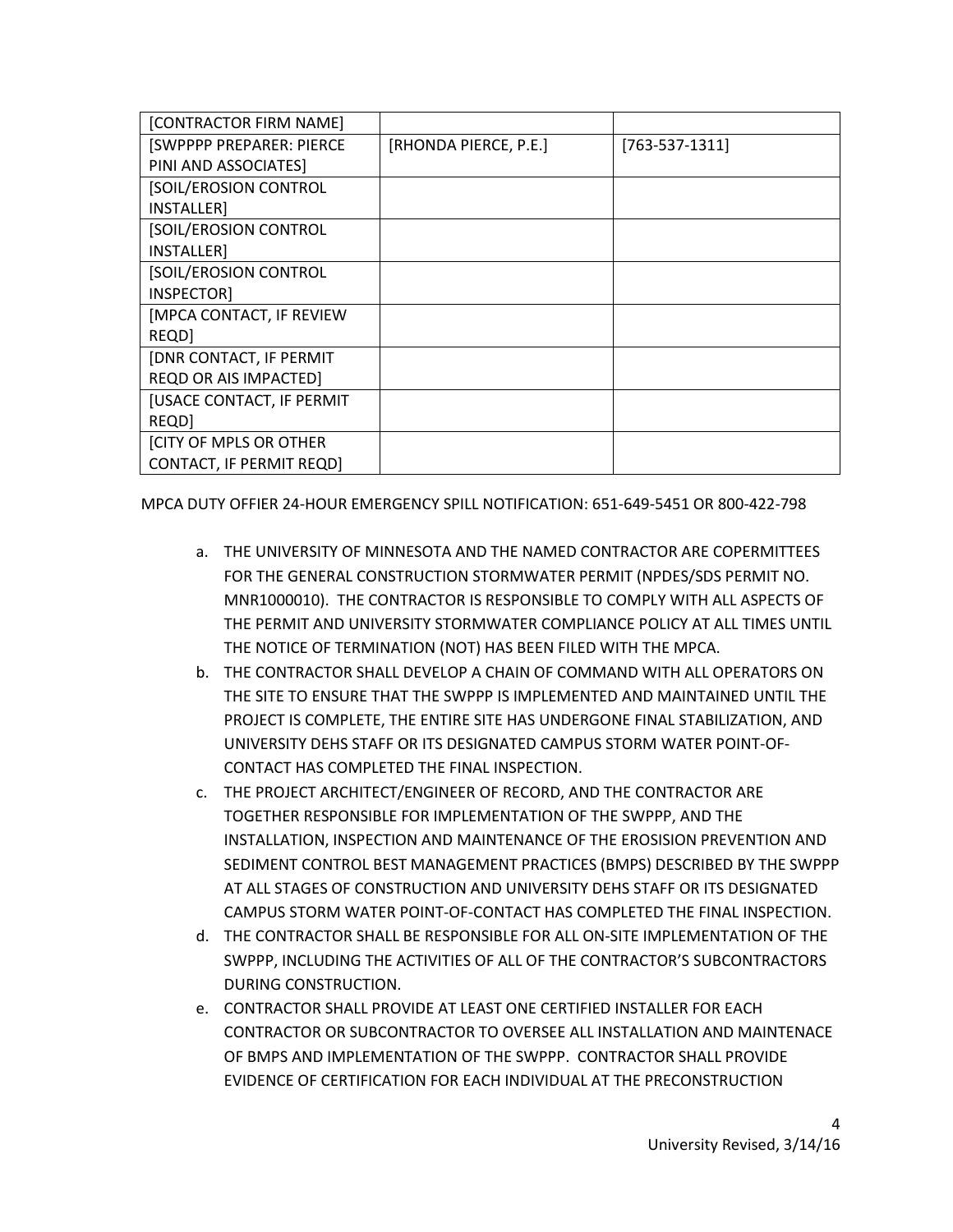| [CONTRACTOR FIRM NAME] | | |
|---|---|---|
| [SWPPPP PREPARER: PIERCE PINI AND ASSOCIATES] | [RHONDA PIERCE, P.E.] | [763-537-1311] |
| [SOIL/EROSION CONTROL INSTALLER] | | |
| [SOIL/EROSION CONTROL INSTALLER] | | |
| [SOIL/EROSION CONTROL INSPECTOR] | | |
| [MPCA CONTACT, IF REVIEW REQD] | | |
| [DNR CONTACT, IF PERMIT REQD OR AIS IMPACTED] | | |
| [USACE CONTACT, IF PERMIT REQD] | | |
| [CITY OF MPLS OR OTHER CONTACT, IF PERMIT REQD] | | |

MPCA DUTY OFFIER 24-HOUR EMERGENCY SPILL NOTIFICATION: 651-649-5451 OR 800-422-798

a. THE UNIVERSITY OF MINNESOTA AND THE NAMED CONTRACTOR ARE COPERMITTEES FOR THE GENERAL CONSTRUCTION STORMWATER PERMIT (NPDES/SDS PERMIT NO. MNR1000010). THE CONTRACTOR IS RESPONSIBLE TO COMPLY WITH ALL ASPECTS OF THE PERMIT AND UNIVERSITY STORMWATER COMPLIANCE POLICY AT ALL TIMES UNTIL THE NOTICE OF TERMINATION (NOT) HAS BEEN FILED WITH THE MPCA.
b. THE CONTRACTOR SHALL DEVELOP A CHAIN OF COMMAND WITH ALL OPERATORS ON THE SITE TO ENSURE THAT THE SWPPP IS IMPLEMENTED AND MAINTAINED UNTIL THE PROJECT IS COMPLETE, THE ENTIRE SITE HAS UNDERGONE FINAL STABILIZATION, AND UNIVERSITY DEHS STAFF OR ITS DESIGNATED CAMPUS STORM WATER POINT-OF-CONTACT HAS COMPLETED THE FINAL INSPECTION.
c. THE PROJECT ARCHITECT/ENGINEER OF RECORD, AND THE CONTRACTOR ARE TOGETHER RESPONSIBLE FOR IMPLEMENTATION OF THE SWPPP, AND THE INSTALLATION, INSPECTION AND MAINTENANCE OF THE EROSISION PREVENTION AND SEDIMENT CONTROL BEST MANAGEMENT PRACTICES (BMPS) DESCRIBED BY THE SWPPP AT ALL STAGES OF CONSTRUCTION AND UNIVERSITY DEHS STAFF OR ITS DESIGNATED CAMPUS STORM WATER POINT-OF-CONTACT HAS COMPLETED THE FINAL INSPECTION.
d. THE CONTRACTOR SHALL BE RESPONSIBLE FOR ALL ON-SITE IMPLEMENTATION OF THE SWPPP, INCLUDING THE ACTIVITIES OF ALL OF THE CONTRACTOR'S SUBCONTRACTORS DURING CONSTRUCTION.
e. CONTRACTOR SHALL PROVIDE AT LEAST ONE CERTIFIED INSTALLER FOR EACH CONTRACTOR OR SUBCONTRACTOR TO OVERSEE ALL INSTALLATION AND MAINTENACE OF BMPS AND IMPLEMENTATION OF THE SWPPP. CONTRACTOR SHALL PROVIDE EVIDENCE OF CERTIFICATION FOR EACH INDIVIDUAL AT THE PRECONSTRUCTION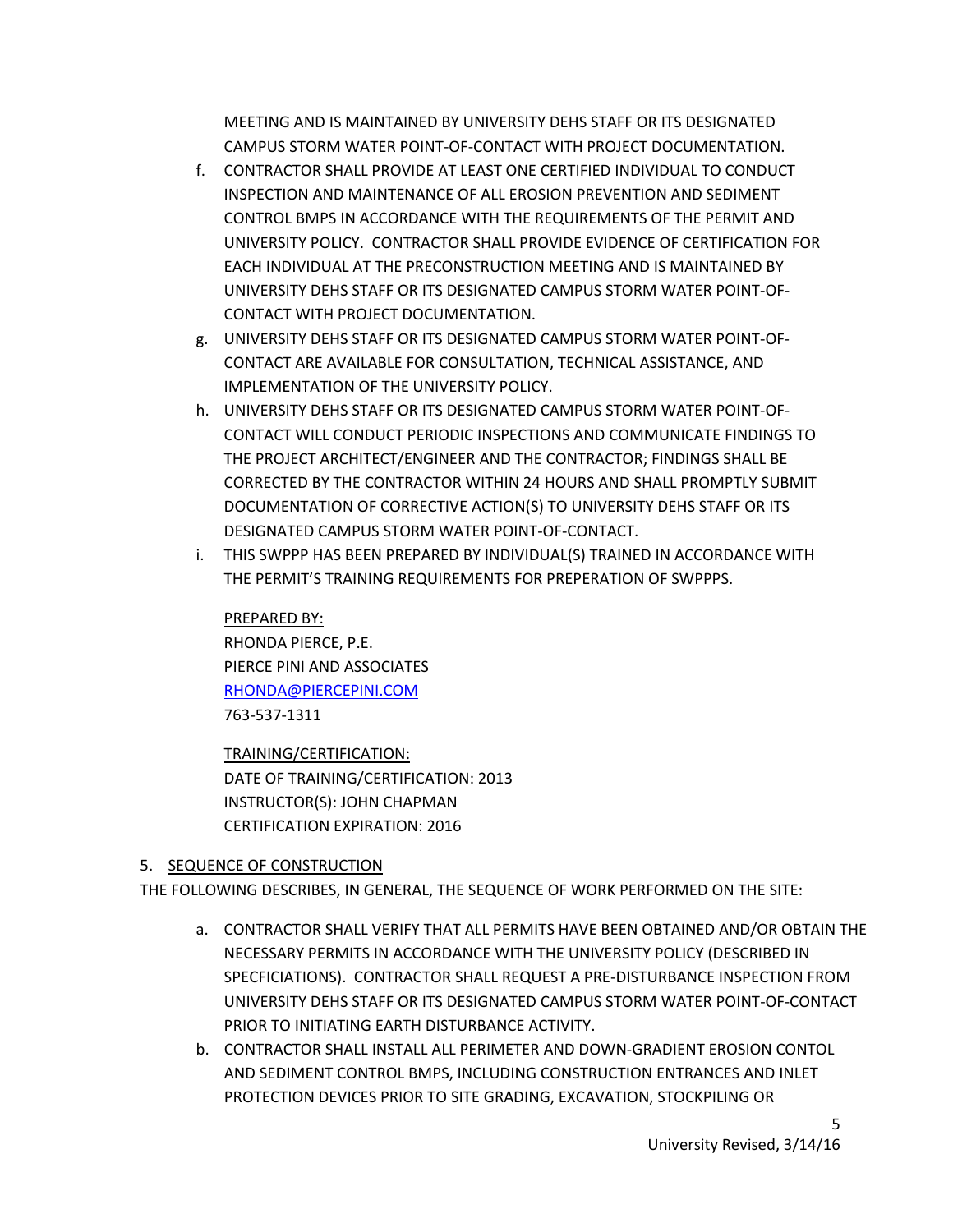MEETING AND IS MAINTAINED BY UNIVERSITY DEHS STAFF OR ITS DESIGNATED CAMPUS STORM WATER POINT-OF-CONTACT WITH PROJECT DOCUMENTATION.

f. CONTRACTOR SHALL PROVIDE AT LEAST ONE CERTIFIED INDIVIDUAL TO CONDUCT INSPECTION AND MAINTENANCE OF ALL EROSION PREVENTION AND SEDIMENT CONTROL BMPS IN ACCORDANCE WITH THE REQUIREMENTS OF THE PERMIT AND UNIVERSITY POLICY. CONTRACTOR SHALL PROVIDE EVIDENCE OF CERTIFICATION FOR EACH INDIVIDUAL AT THE PRECONSTRUCTION MEETING AND IS MAINTAINED BY UNIVERSITY DEHS STAFF OR ITS DESIGNATED CAMPUS STORM WATER POINT-OF-CONTACT WITH PROJECT DOCUMENTATION.
g. UNIVERSITY DEHS STAFF OR ITS DESIGNATED CAMPUS STORM WATER POINT-OF-CONTACT ARE AVAILABLE FOR CONSULTATION, TECHNICAL ASSISTANCE, AND IMPLEMENTATION OF THE UNIVERSITY POLICY.
h. UNIVERSITY DEHS STAFF OR ITS DESIGNATED CAMPUS STORM WATER POINT-OF-CONTACT WILL CONDUCT PERIODIC INSPECTIONS AND COMMUNICATE FINDINGS TO THE PROJECT ARCHITECT/ENGINEER AND THE CONTRACTOR; FINDINGS SHALL BE CORRECTED BY THE CONTRACTOR WITHIN 24 HOURS AND SHALL PROMPTLY SUBMIT DOCUMENTATION OF CORRECTIVE ACTION(S) TO UNIVERSITY DEHS STAFF OR ITS DESIGNATED CAMPUS STORM WATER POINT-OF-CONTACT.
i. THIS SWPPP HAS BEEN PREPARED BY INDIVIDUAL(S) TRAINED IN ACCORDANCE WITH THE PERMIT'S TRAINING REQUIREMENTS FOR PREPERATION OF SWPPPS.

   PREPARED BY:
   RHONDA PIERCE, P.E.
   PIERCE PINI AND ASSOCIATES
   RHONDA@PIERCEPINI.COM
   763-537-1311

   TRAINING/CERTIFICATION:
   DATE OF TRAINING/CERTIFICATION: 2013
   INSTRUCTOR(S): JOHN CHAPMAN
   CERTIFICATION EXPIRATION: 2016

5. SEQUENCE OF CONSTRUCTION

THE FOLLOWING DESCRIBES, IN GENERAL, THE SEQUENCE OF WORK PERFORMED ON THE SITE:

a. CONTRACTOR SHALL VERIFY THAT ALL PERMITS HAVE BEEN OBTAINED AND/OR OBTAIN THE NECESSARY PERMITS IN ACCORDANCE WITH THE UNIVERSITY POLICY (DESCRIBED IN SPECFICIATIONS). CONTRACTOR SHALL REQUEST A PRE-DISTURBANCE INSPECTION FROM UNIVERSITY DEHS STAFF OR ITS DESIGNATED CAMPUS STORM WATER POINT-OF-CONTACT PRIOR TO INITIATING EARTH DISTURBANCE ACTIVITY.
b. CONTRACTOR SHALL INSTALL ALL PERIMETER AND DOWN-GRADIENT EROSION CONTOL AND SEDIMENT CONTROL BMPS, INCLUDING CONSTRUCTION ENTRANCES AND INLET PROTECTION DEVICES PRIOR TO SITE GRADING, EXCAVATION, STOCKPILING OR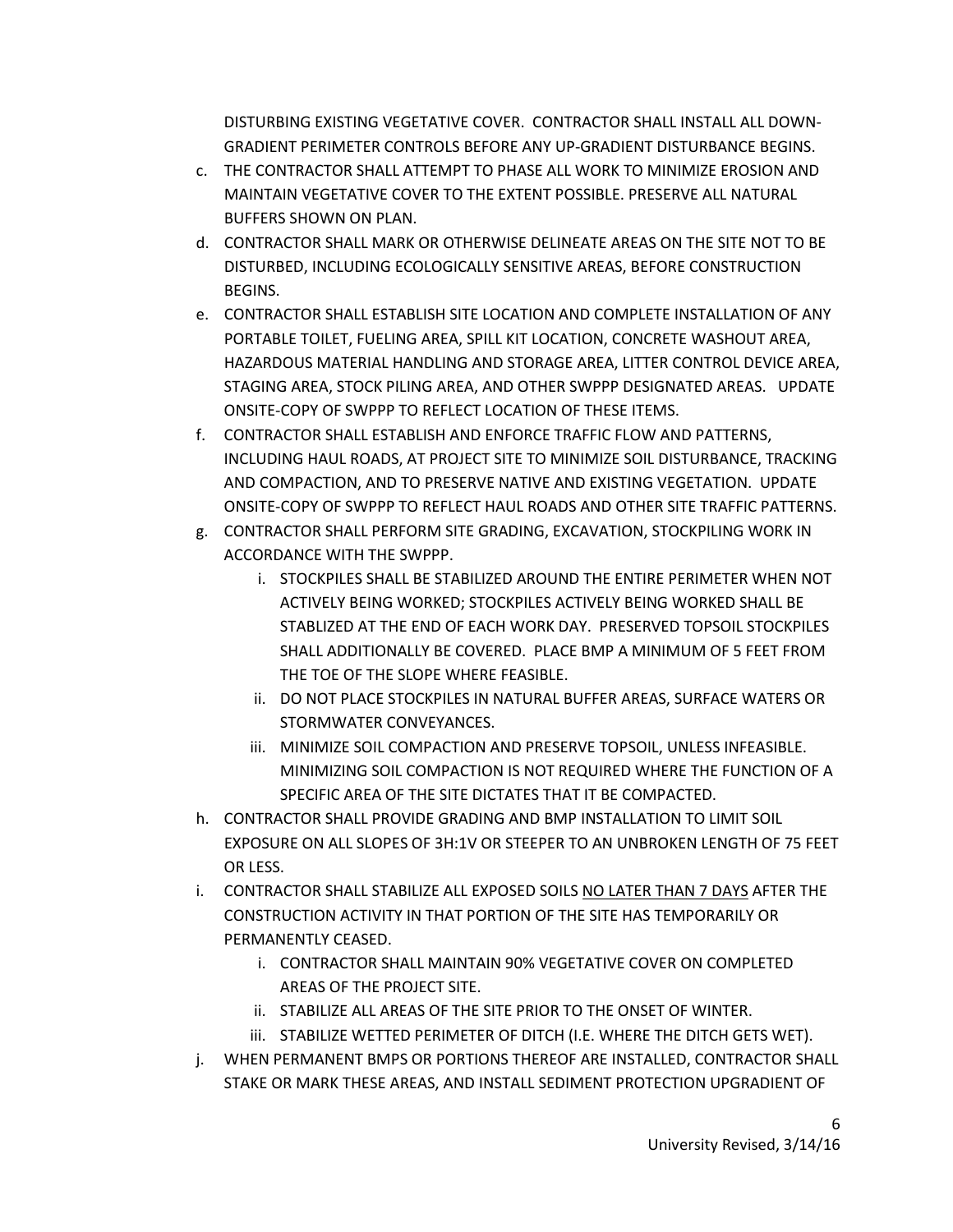DISTURBING EXISTING VEGETATIVE COVER. CONTRACTOR SHALL INSTALL ALL DOWN-GRADIENT PERIMETER CONTROLS BEFORE ANY UP-GRADIENT DISTURBANCE BEGINS.

c. THE CONTRACTOR SHALL ATTEMPT TO PHASE ALL WORK TO MINIMIZE EROSION AND MAINTAIN VEGETATIVE COVER TO THE EXTENT POSSIBLE. PRESERVE ALL NATURAL BUFFERS SHOWN ON PLAN.

d. CONTRACTOR SHALL MARK OR OTHERWISE DELINEATE AREAS ON THE SITE NOT TO BE DISTURBED, INCLUDING ECOLOGICALLY SENSITIVE AREAS, BEFORE CONSTRUCTION BEGINS.

e. CONTRACTOR SHALL ESTABLISH SITE LOCATION AND COMPLETE INSTALLATION OF ANY PORTABLE TOILET, FUELING AREA, SPILL KIT LOCATION, CONCRETE WASHOUT AREA, HAZARDOUS MATERIAL HANDLING AND STORAGE AREA, LITTER CONTROL DEVICE AREA, STAGING AREA, STOCK PILING AREA, AND OTHER SWPPP DESIGNATED AREAS. UPDATE ONSITE-COPY OF SWPPP TO REFLECT LOCATION OF THESE ITEMS.

f. CONTRACTOR SHALL ESTABLISH AND ENFORCE TRAFFIC FLOW AND PATTERNS, INCLUDING HAUL ROADS, AT PROJECT SITE TO MINIMIZE SOIL DISTURBANCE, TRACKING AND COMPACTION, AND TO PRESERVE NATIVE AND EXISTING VEGETATION. UPDATE ONSITE-COPY OF SWPPP TO REFLECT HAUL ROADS AND OTHER SITE TRAFFIC PATTERNS.

g. CONTRACTOR SHALL PERFORM SITE GRADING, EXCAVATION, STOCKPILING WORK IN ACCORDANCE WITH THE SWPPP.

   i. STOCKPILES SHALL BE STABILIZED AROUND THE ENTIRE PERIMETER WHEN NOT ACTIVELY BEING WORKED; STOCKPILES ACTIVELY BEING WORKED SHALL BE STABLIZED AT THE END OF EACH WORK DAY. PRESERVED TOPSOIL STOCKPILES SHALL ADDITIONALLY BE COVERED. PLACE BMP A MINIMUM OF 5 FEET FROM THE TOE OF THE SLOPE WHERE FEASIBLE.

   ii. DO NOT PLACE STOCKPILES IN NATURAL BUFFER AREAS, SURFACE WATERS OR STORMWATER CONVEYANCES.

   iii. MINIMIZE SOIL COMPACTION AND PRESERVE TOPSOIL, UNLESS INFEASIBLE. MINIMIZING SOIL COMPACTION IS NOT REQUIRED WHERE THE FUNCTION OF A SPECIFIC AREA OF THE SITE DICTATES THAT IT BE COMPACTED.

h. CONTRACTOR SHALL PROVIDE GRADING AND BMP INSTALLATION TO LIMIT SOIL EXPOSURE ON ALL SLOPES OF 3H:1V OR STEEPER TO AN UNBROKEN LENGTH OF 75 FEET OR LESS.

i. CONTRACTOR SHALL STABILIZE ALL EXPOSED SOILS <u>NO LATER THAN 7 DAYS</u> AFTER THE CONSTRUCTION ACTIVITY IN THAT PORTION OF THE SITE HAS TEMPORARILY OR PERMANENTLY CEASED.

   i. CONTRACTOR SHALL MAINTAIN 90% VEGETATIVE COVER ON COMPLETED AREAS OF THE PROJECT SITE.

   ii. STABILIZE ALL AREAS OF THE SITE PRIOR TO THE ONSET OF WINTER.

   iii. STABILIZE WETTED PERIMETER OF DITCH (I.E. WHERE THE DITCH GETS WET).

j. WHEN PERMANENT BMPS OR PORTIONS THEREOF ARE INSTALLED, CONTRACTOR SHALL STAKE OR MARK THESE AREAS, AND INSTALL SEDIMENT PROTECTION UPGRADIENT OF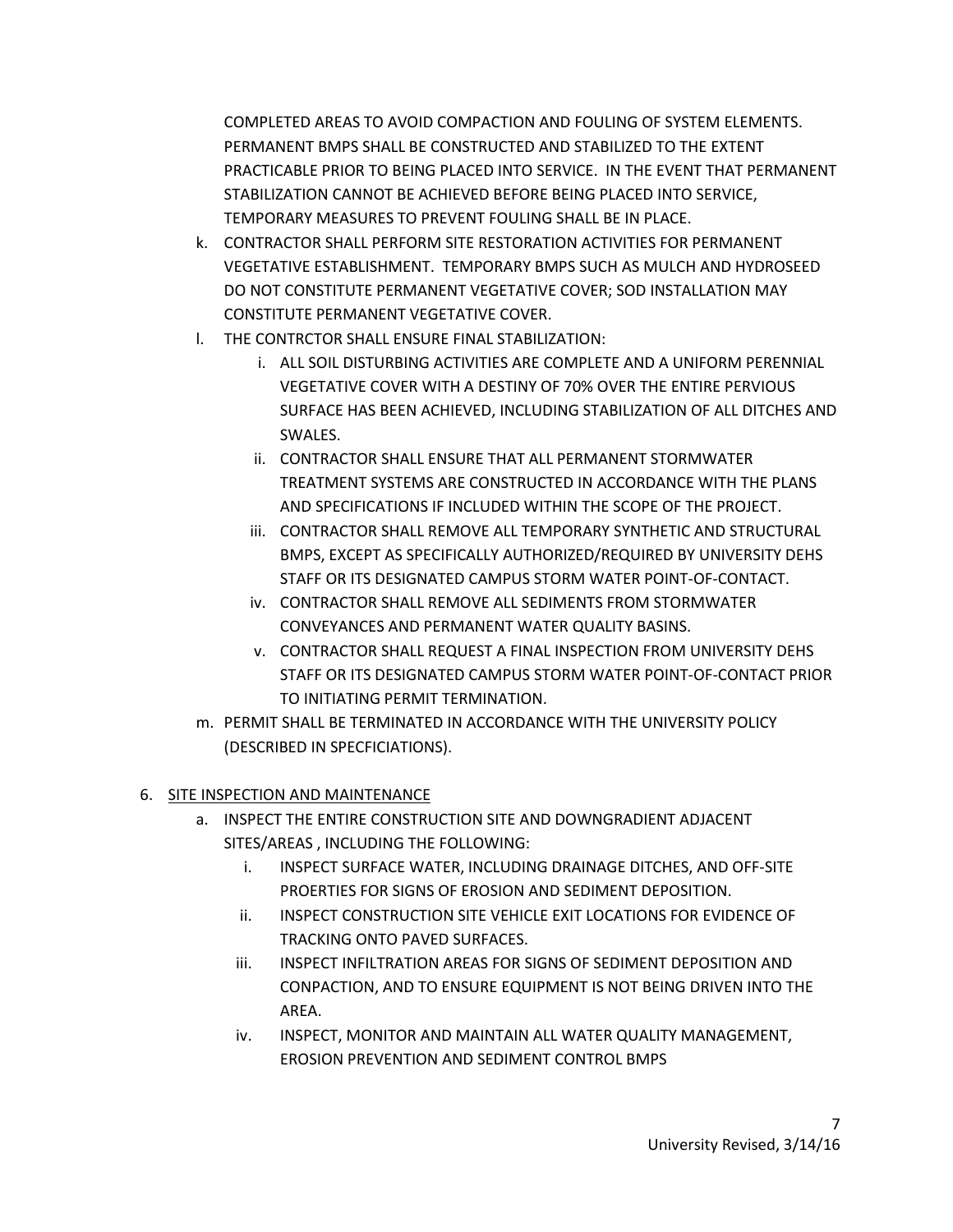COMPLETED AREAS TO AVOID COMPACTION AND FOULING OF SYSTEM ELEMENTS. PERMANENT BMPS SHALL BE CONSTRUCTED AND STABILIZED TO THE EXTENT PRACTICABLE PRIOR TO BEING PLACED INTO SERVICE. IN THE EVENT THAT PERMANENT STABILIZATION CANNOT BE ACHIEVED BEFORE BEING PLACED INTO SERVICE, TEMPORARY MEASURES TO PREVENT FOULING SHALL BE IN PLACE.

k. CONTRACTOR SHALL PERFORM SITE RESTORATION ACTIVITIES FOR PERMANENT VEGETATIVE ESTABLISHMENT. TEMPORARY BMPS SUCH AS MULCH AND HYDROSEED DO NOT CONSTITUTE PERMANENT VEGETATIVE COVER; SOD INSTALLATION MAY CONSTITUTE PERMANENT VEGETATIVE COVER.

l. THE CONTRCTOR SHALL ENSURE FINAL STABILIZATION:
   i. ALL SOIL DISTURBING ACTIVITIES ARE COMPLETE AND A UNIFORM PERENNIAL VEGETATIVE COVER WITH A DESTINY OF 70% OVER THE ENTIRE PERVIOUS SURFACE HAS BEEN ACHIEVED, INCLUDING STABILIZATION OF ALL DITCHES AND SWALES.
   ii. CONTRACTOR SHALL ENSURE THAT ALL PERMANENT STORMWATER TREATMENT SYSTEMS ARE CONSTRUCTED IN ACCORDANCE WITH THE PLANS AND SPECIFICATIONS IF INCLUDED WITHIN THE SCOPE OF THE PROJECT.
   iii. CONTRACTOR SHALL REMOVE ALL TEMPORARY SYNTHETIC AND STRUCTURAL BMPS, EXCEPT AS SPECIFICALLY AUTHORIZED/REQUIRED BY UNIVERSITY DEHS STAFF OR ITS DESIGNATED CAMPUS STORM WATER POINT-OF-CONTACT.
   iv. CONTRACTOR SHALL REMOVE ALL SEDIMENTS FROM STORMWATER CONVEYANCES AND PERMANENT WATER QUALITY BASINS.
   v. CONTRACTOR SHALL REQUEST A FINAL INSPECTION FROM UNIVERSITY DEHS STAFF OR ITS DESIGNATED CAMPUS STORM WATER POINT-OF-CONTACT PRIOR TO INITIATING PERMIT TERMINATION.

m. PERMIT SHALL BE TERMINATED IN ACCORDANCE WITH THE UNIVERSITY POLICY (DESCRIBED IN SPECFICIATIONS).

6. <u>SITE INSPECTION AND MAINTENANCE</u>
   a. INSPECT THE ENTIRE CONSTRUCTION SITE AND DOWNGRADIENT ADJACENT SITES/AREAS , INCLUDING THE FOLLOWING:
      i. INSPECT SURFACE WATER, INCLUDING DRAINAGE DITCHES, AND OFF-SITE PROERTIES FOR SIGNS OF EROSION AND SEDIMENT DEPOSITION.
      ii. INSPECT CONSTRUCTION SITE VEHICLE EXIT LOCATIONS FOR EVIDENCE OF TRACKING ONTO PAVED SURFACES.
      iii. INSPECT INFILTRATION AREAS FOR SIGNS OF SEDIMENT DEPOSITION AND CONPACTION, AND TO ENSURE EQUIPMENT IS NOT BEING DRIVEN INTO THE AREA.
      iv. INSPECT, MONITOR AND MAINTAIN ALL WATER QUALITY MANAGEMENT, EROSION PREVENTION AND SEDIMENT CONTROL BMPS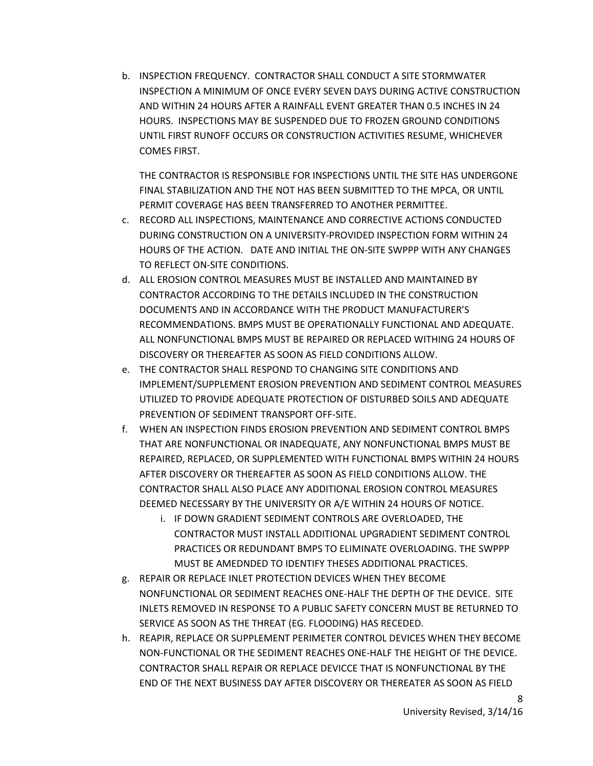b. INSPECTION FREQUENCY. CONTRACTOR SHALL CONDUCT A SITE STORMWATER INSPECTION A MINIMUM OF ONCE EVERY SEVEN DAYS DURING ACTIVE CONSTRUCTION AND WITHIN 24 HOURS AFTER A RAINFALL EVENT GREATER THAN 0.5 INCHES IN 24 HOURS. INSPECTIONS MAY BE SUSPENDED DUE TO FROZEN GROUND CONDITIONS UNTIL FIRST RUNOFF OCCURS OR CONSTRUCTION ACTIVITIES RESUME, WHICHEVER COMES FIRST.

   THE CONTRACTOR IS RESPONSIBLE FOR INSPECTIONS UNTIL THE SITE HAS UNDERGONE FINAL STABILIZATION AND THE NOT HAS BEEN SUBMITTED TO THE MPCA, OR UNTIL PERMIT COVERAGE HAS BEEN TRANSFERRED TO ANOTHER PERMITTEE.

c. RECORD ALL INSPECTIONS, MAINTENANCE AND CORRECTIVE ACTIONS CONDUCTED DURING CONSTRUCTION ON A UNIVERSITY-PROVIDED INSPECTION FORM WITHIN 24 HOURS OF THE ACTION. DATE AND INITIAL THE ON-SITE SWPPP WITH ANY CHANGES TO REFLECT ON-SITE CONDITIONS.

d. ALL EROSION CONTROL MEASURES MUST BE INSTALLED AND MAINTAINED BY CONTRACTOR ACCORDING TO THE DETAILS INCLUDED IN THE CONSTRUCTION DOCUMENTS AND IN ACCORDANCE WITH THE PRODUCT MANUFACTURER'S RECOMMENDATIONS. BMPS MUST BE OPERATIONALLY FUNCTIONAL AND ADEQUATE. ALL NONFUNCTIONAL BMPS MUST BE REPAIRED OR REPLACED WITHING 24 HOURS OF DISCOVERY OR THEREAFTER AS SOON AS FIELD CONDITIONS ALLOW.

e. THE CONTRACTOR SHALL RESPOND TO CHANGING SITE CONDITIONS AND IMPLEMENT/SUPPLEMENT EROSION PREVENTION AND SEDIMENT CONTROL MEASURES UTILIZED TO PROVIDE ADEQUATE PROTECTION OF DISTURBED SOILS AND ADEQUATE PREVENTION OF SEDIMENT TRANSPORT OFF-SITE.

f. WHEN AN INSPECTION FINDS EROSION PREVENTION AND SEDIMENT CONTROL BMPS THAT ARE NONFUNCTIONAL OR INADEQUATE, ANY NONFUNCTIONAL BMPS MUST BE REPAIRED, REPLACED, OR SUPPLEMENTED WITH FUNCTIONAL BMPS WITHIN 24 HOURS AFTER DISCOVERY OR THEREAFTER AS SOON AS FIELD CONDITIONS ALLOW. THE CONTRACTOR SHALL ALSO PLACE ANY ADDITIONAL EROSION CONTROL MEASURES DEEMED NECESSARY BY THE UNIVERSITY OR A/E WITHIN 24 HOURS OF NOTICE.

   i. IF DOWN GRADIENT SEDIMENT CONTROLS ARE OVERLOADED, THE CONTRACTOR MUST INSTALL ADDITIONAL UPGRADIENT SEDIMENT CONTROL PRACTICES OR REDUNDANT BMPS TO ELIMINATE OVERLOADING. THE SWPPP MUST BE AMEDNDED TO IDENTIFY THESES ADDITIONAL PRACTICES.

g. REPAIR OR REPLACE INLET PROTECTION DEVICES WHEN THEY BECOME NONFUNCTIONAL OR SEDIMENT REACHES ONE-HALF THE DEPTH OF THE DEVICE. SITE INLETS REMOVED IN RESPONSE TO A PUBLIC SAFETY CONCERN MUST BE RETURNED TO SERVICE AS SOON AS THE THREAT (EG. FLOODING) HAS RECEDED.

h. REAPIR, REPLACE OR SUPPLEMENT PERIMETER CONTROL DEVICES WHEN THEY BECOME NON-FUNCTIONAL OR THE SEDIMENT REACHES ONE-HALF THE HEIGHT OF THE DEVICE. CONTRACTOR SHALL REPAIR OR REPLACE DEVICCE THAT IS NONFUNCTIONAL BY THE END OF THE NEXT BUSINESS DAY AFTER DISCOVERY OR THEREATER AS SOON AS FIELD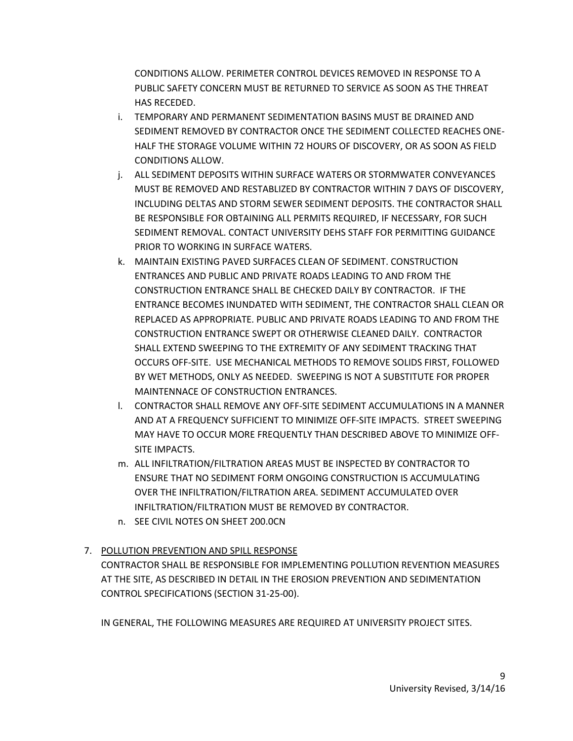CONDITIONS ALLOW. PERIMETER CONTROL DEVICES REMOVED IN RESPONSE TO A PUBLIC SAFETY CONCERN MUST BE RETURNED TO SERVICE AS SOON AS THE THREAT HAS RECEDED.

i. TEMPORARY AND PERMANENT SEDIMENTATION BASINS MUST BE DRAINED AND SEDIMENT REMOVED BY CONTRACTOR ONCE THE SEDIMENT COLLECTED REACHES ONE-HALF THE STORAGE VOLUME WITHIN 72 HOURS OF DISCOVERY, OR AS SOON AS FIELD CONDITIONS ALLOW.

j. ALL SEDIMENT DEPOSITS WITHIN SURFACE WATERS OR STORMWATER CONVEYANCES MUST BE REMOVED AND RESTABLIZED BY CONTRACTOR WITHIN 7 DAYS OF DISCOVERY, INCLUDING DELTAS AND STORM SEWER SEDIMENT DEPOSITS. THE CONTRACTOR SHALL BE RESPONSIBLE FOR OBTAINING ALL PERMITS REQUIRED, IF NECESSARY, FOR SUCH SEDIMENT REMOVAL. CONTACT UNIVERSITY DEHS STAFF FOR PERMITTING GUIDANCE PRIOR TO WORKING IN SURFACE WATERS.

k. MAINTAIN EXISTING PAVED SURFACES CLEAN OF SEDIMENT. CONSTRUCTION ENTRANCES AND PUBLIC AND PRIVATE ROADS LEADING TO AND FROM THE CONSTRUCTION ENTRANCE SHALL BE CHECKED DAILY BY CONTRACTOR. IF THE ENTRANCE BECOMES INUNDATED WITH SEDIMENT, THE CONTRACTOR SHALL CLEAN OR REPLACED AS APPROPRIATE. PUBLIC AND PRIVATE ROADS LEADING TO AND FROM THE CONSTRUCTION ENTRANCE SWEPT OR OTHERWISE CLEANED DAILY. CONTRACTOR SHALL EXTEND SWEEPING TO THE EXTREMITY OF ANY SEDIMENT TRACKING THAT OCCURS OFF-SITE. USE MECHANICAL METHODS TO REMOVE SOLIDS FIRST, FOLLOWED BY WET METHODS, ONLY AS NEEDED. SWEEPING IS NOT A SUBSTITUTE FOR PROPER MAINTENNACE OF CONSTRUCTION ENTRANCES.

l. CONTRACTOR SHALL REMOVE ANY OFF-SITE SEDIMENT ACCUMULATIONS IN A MANNER AND AT A FREQUENCY SUFFICIENT TO MINIMIZE OFF-SITE IMPACTS. STREET SWEEPING MAY HAVE TO OCCUR MORE FREQUENTLY THAN DESCRIBED ABOVE TO MINIMIZE OFF-SITE IMPACTS.

m. ALL INFILTRATION/FILTRATION AREAS MUST BE INSPECTED BY CONTRACTOR TO ENSURE THAT NO SEDIMENT FORM ONGOING CONSTRUCTION IS ACCUMULATING OVER THE INFILTRATION/FILTRATION AREA. SEDIMENT ACCUMULATED OVER INFILTRATION/FILTRATION MUST BE REMOVED BY CONTRACTOR.

n. SEE CIVIL NOTES ON SHEET 200.0CN

7. <u>POLLUTION PREVENTION AND SPILL RESPONSE</u>

CONTRACTOR SHALL BE RESPONSIBLE FOR IMPLEMENTING POLLUTION REVENTION MEASURES AT THE SITE, AS DESCRIBED IN DETAIL IN THE EROSION PREVENTION AND SEDIMENTATION CONTROL SPECIFICATIONS (SECTION 31-25-00).

IN GENERAL, THE FOLLOWING MEASURES ARE REQUIRED AT UNIVERSITY PROJECT SITES.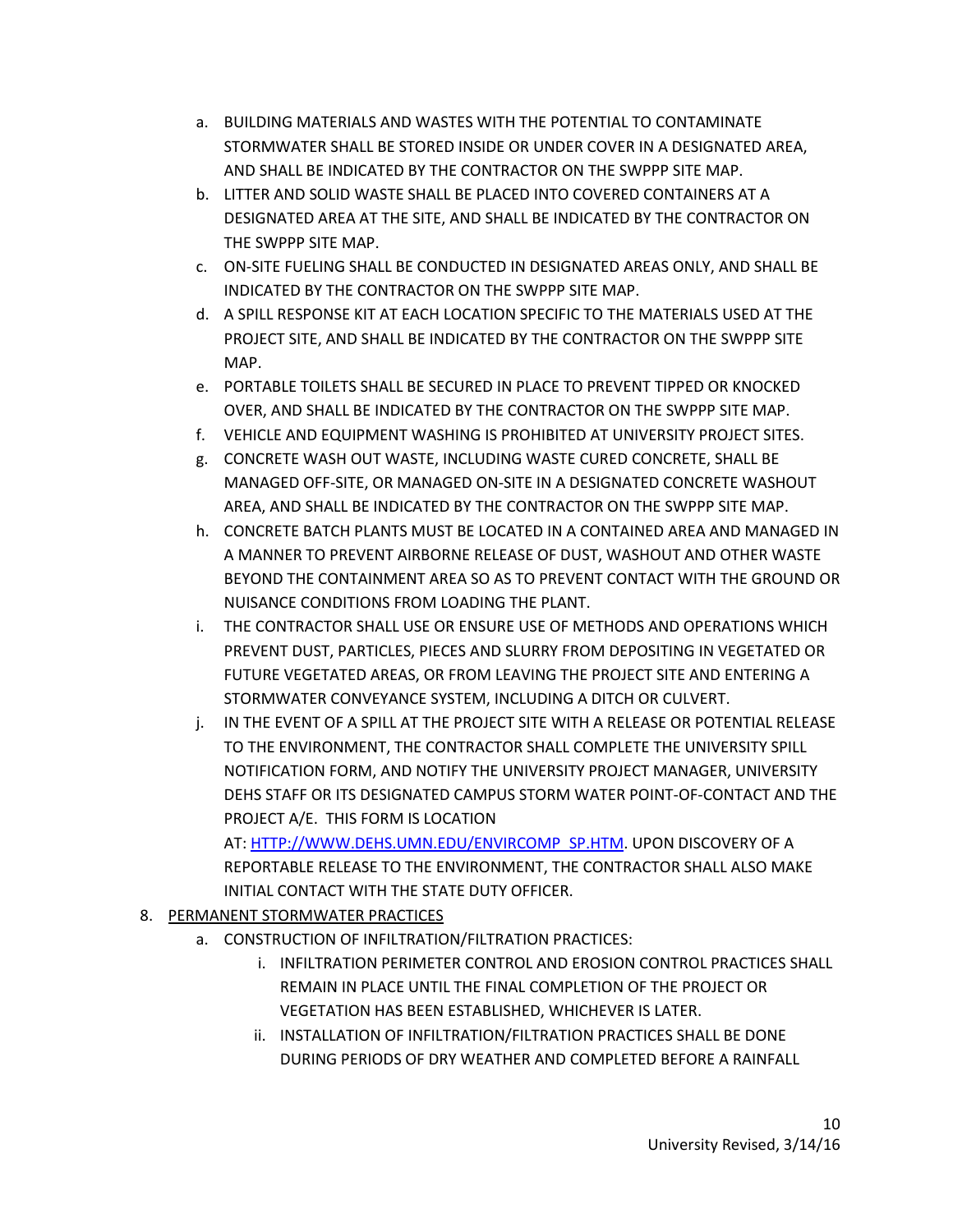a. BUILDING MATERIALS AND WASTES WITH THE POTENTIAL TO CONTAMINATE STORMWATER SHALL BE STORED INSIDE OR UNDER COVER IN A DESIGNATED AREA, AND SHALL BE INDICATED BY THE CONTRACTOR ON THE SWPPP SITE MAP.
b. LITTER AND SOLID WASTE SHALL BE PLACED INTO COVERED CONTAINERS AT A DESIGNATED AREA AT THE SITE, AND SHALL BE INDICATED BY THE CONTRACTOR ON THE SWPPP SITE MAP.
c. ON-SITE FUELING SHALL BE CONDUCTED IN DESIGNATED AREAS ONLY, AND SHALL BE INDICATED BY THE CONTRACTOR ON THE SWPPP SITE MAP.
d. A SPILL RESPONSE KIT AT EACH LOCATION SPECIFIC TO THE MATERIALS USED AT THE PROJECT SITE, AND SHALL BE INDICATED BY THE CONTRACTOR ON THE SWPPP SITE MAP.
e. PORTABLE TOILETS SHALL BE SECURED IN PLACE TO PREVENT TIPPED OR KNOCKED OVER, AND SHALL BE INDICATED BY THE CONTRACTOR ON THE SWPPP SITE MAP.
f. VEHICLE AND EQUIPMENT WASHING IS PROHIBITED AT UNIVERSITY PROJECT SITES.
g. CONCRETE WASH OUT WASTE, INCLUDING WASTE CURED CONCRETE, SHALL BE MANAGED OFF-SITE, OR MANAGED ON-SITE IN A DESIGNATED CONCRETE WASHOUT AREA, AND SHALL BE INDICATED BY THE CONTRACTOR ON THE SWPPP SITE MAP.
h. CONCRETE BATCH PLANTS MUST BE LOCATED IN A CONTAINED AREA AND MANAGED IN A MANNER TO PREVENT AIRBORNE RELEASE OF DUST, WASHOUT AND OTHER WASTE BEYOND THE CONTAINMENT AREA SO AS TO PREVENT CONTACT WITH THE GROUND OR NUISANCE CONDITIONS FROM LOADING THE PLANT.
i. THE CONTRACTOR SHALL USE OR ENSURE USE OF METHODS AND OPERATIONS WHICH PREVENT DUST, PARTICLES, PIECES AND SLURRY FROM DEPOSITING IN VEGETATED OR FUTURE VEGETATED AREAS, OR FROM LEAVING THE PROJECT SITE AND ENTERING A STORMWATER CONVEYANCE SYSTEM, INCLUDING A DITCH OR CULVERT.
j. IN THE EVENT OF A SPILL AT THE PROJECT SITE WITH A RELEASE OR POTENTIAL RELEASE TO THE ENVIRONMENT, THE CONTRACTOR SHALL COMPLETE THE UNIVERSITY SPILL NOTIFICATION FORM, AND NOTIFY THE UNIVERSITY PROJECT MANAGER, UNIVERSITY DEHS STAFF OR ITS DESIGNATED CAMPUS STORM WATER POINT-OF-CONTACT AND THE PROJECT A/E. THIS FORM IS LOCATION AT: [HTTP://WWW.DEHS.UMN.EDU/ENVIRCOMP_SP.HTM](HTTP://WWW.DEHS.UMN.EDU/ENVIRCOMP_SP.HTM). UPON DISCOVERY OF A REPORTABLE RELEASE TO THE ENVIRONMENT, THE CONTRACTOR SHALL ALSO MAKE INITIAL CONTACT WITH THE STATE DUTY OFFICER.

8. <u>PERMANENT STORMWATER PRACTICES</u>
   a. CONSTRUCTION OF INFILTRATION/FILTRATION PRACTICES:
      i. INFILTRATION PERIMETER CONTROL AND EROSION CONTROL PRACTICES SHALL REMAIN IN PLACE UNTIL THE FINAL COMPLETION OF THE PROJECT OR VEGETATION HAS BEEN ESTABLISHED, WHICHEVER IS LATER.
      ii. INSTALLATION OF INFILTRATION/FILTRATION PRACTICES SHALL BE DONE DURING PERIODS OF DRY WEATHER AND COMPLETED BEFORE A RAINFALL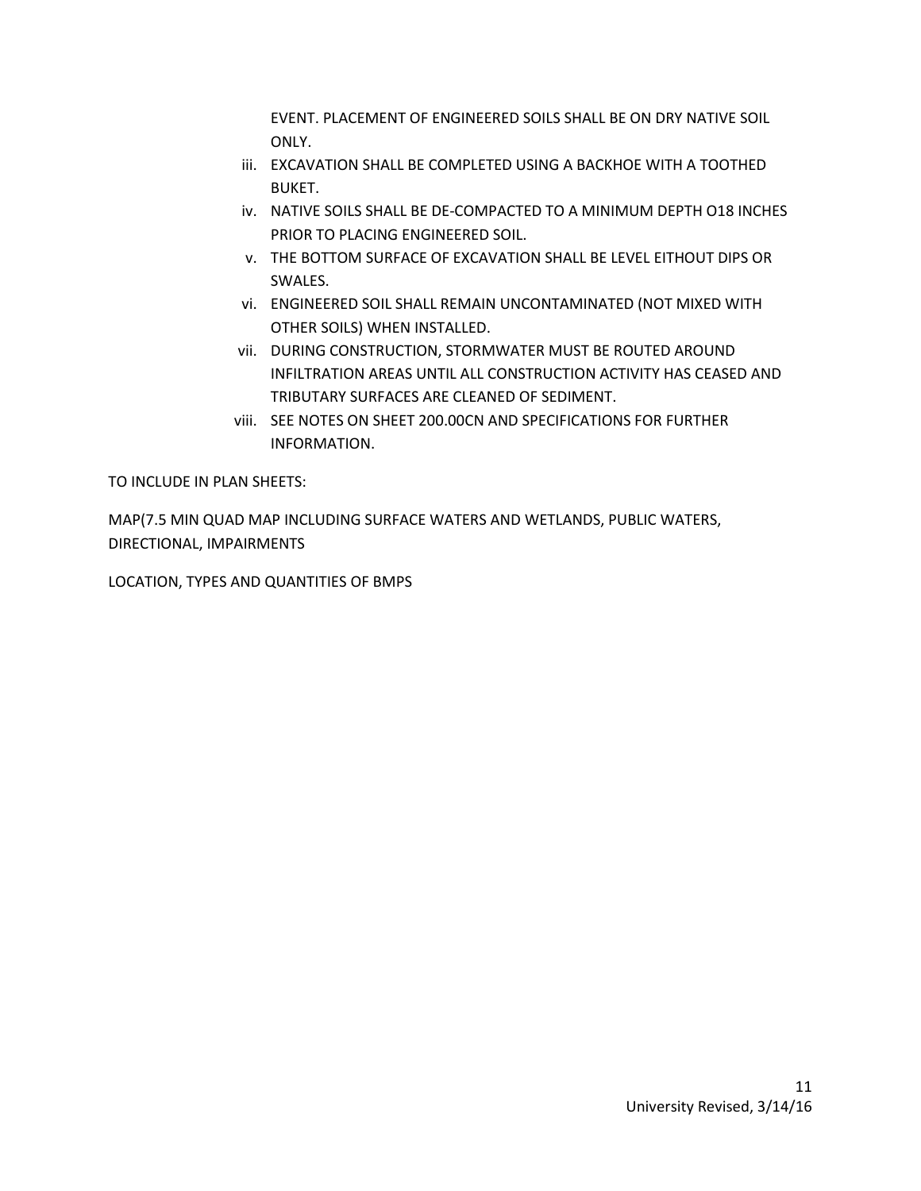EVENT. PLACEMENT OF ENGINEERED SOILS SHALL BE ON DRY NATIVE SOIL ONLY.

iii. EXCAVATION SHALL BE COMPLETED USING A BACKHOE WITH A TOOTHED BUKET.

iv. NATIVE SOILS SHALL BE DE-COMPACTED TO A MINIMUM DEPTH O18 INCHES PRIOR TO PLACING ENGINEERED SOIL.

v. THE BOTTOM SURFACE OF EXCAVATION SHALL BE LEVEL EITHOUT DIPS OR SWALES.

vi. ENGINEERED SOIL SHALL REMAIN UNCONTAMINATED (NOT MIXED WITH OTHER SOILS) WHEN INSTALLED.

vii. DURING CONSTRUCTION, STORMWATER MUST BE ROUTED AROUND INFILTRATION AREAS UNTIL ALL CONSTRUCTION ACTIVITY HAS CEASED AND TRIBUTARY SURFACES ARE CLEANED OF SEDIMENT.

viii. SEE NOTES ON SHEET 200.00CN AND SPECIFICATIONS FOR FURTHER INFORMATION.

TO INCLUDE IN PLAN SHEETS:

MAP(7.5 MIN QUAD MAP INCLUDING SURFACE WATERS AND WETLANDS, PUBLIC WATERS, DIRECTIONAL, IMPAIRMENTS

LOCATION, TYPES AND QUANTITIES OF BMPS

University Revised, 3/14/16